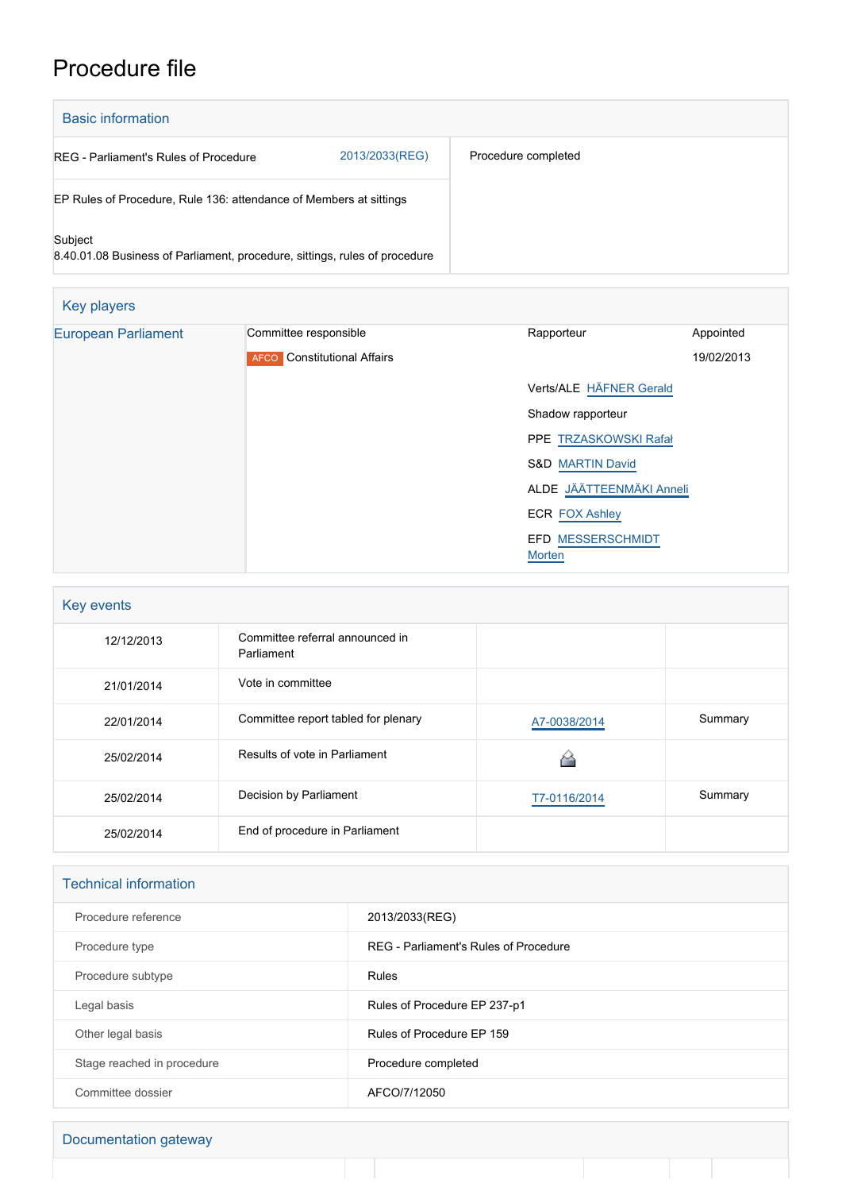# Procedure file

## Basic information

| | |
|---|---|
| REG - Parliament's Rules of Procedure 2013/2033(REG) | Procedure completed |
| EP Rules of Procedure, Rule 136: attendance of Members at sittings | |
| Subject<br>8.40.01.08 Business of Parliament, procedure, sittings, rules of procedure | |

## Key players

| | Committee responsible | Rapporteur | Appointed |
|---|---|---|---|
| European Parliament | AFCO Constitutional Affairs | | 19/02/2013 |
| | | Verts/ALE HÄFNER Gerald | |
| | | Shadow rapporteur | |
| | | PPE TRZASKOWSKI Rafał | |
| | | S&D MARTIN David | |
| | | ALDE JÄÄTTEENMÄKI Anneli | |
| | | ECR FOX Ashley | |
| | | EFD MESSERSCHMIDT Morten | |

## Key events

| | | | |
|---|---|---|---|
| 12/12/2013 | Committee referral announced in Parliament | | |
| 21/01/2014 | Vote in committee | | |
| 22/01/2014 | Committee report tabled for plenary | A7-0038/2014 | Summary |
| 25/02/2014 | Results of vote in Parliament | | |
| 25/02/2014 | Decision by Parliament | T7-0116/2014 | Summary |
| 25/02/2014 | End of procedure in Parliament | | |

## Technical information

| | |
|---|---|
| Procedure reference | 2013/2033(REG) |
| Procedure type | REG - Parliament's Rules of Procedure |
| Procedure subtype | Rules |
| Legal basis | Rules of Procedure EP 237-p1 |
| Other legal basis | Rules of Procedure EP 159 |
| Stage reached in procedure | Procedure completed |
| Committee dossier | AFCO/7/12050 |

## Documentation gateway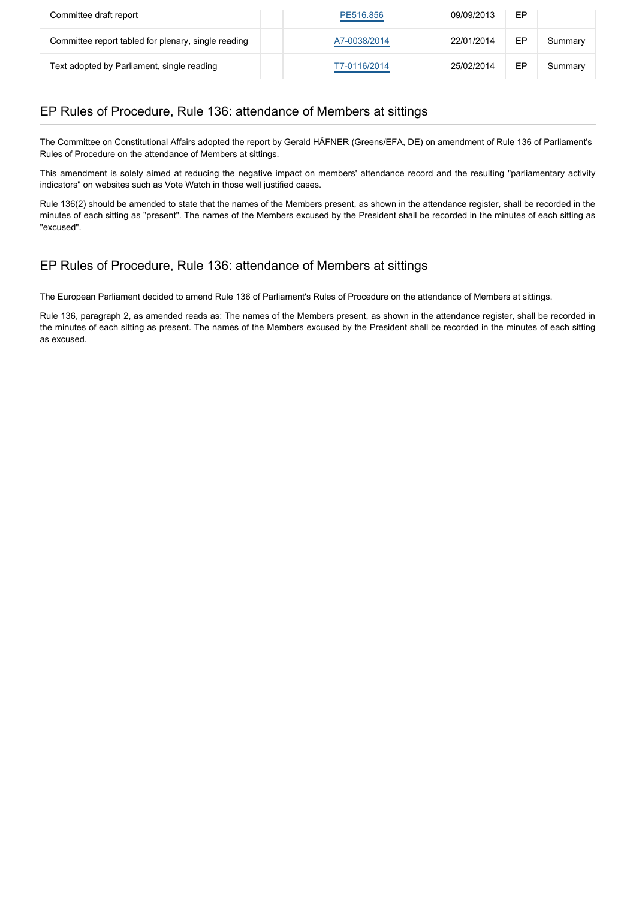| | | | | | |
|---|---|---|---|---|---|
| Committee draft report | | PE516.856 | 09/09/2013 | EP | |
| Committee report tabled for plenary, single reading | | A7-0038/2014 | 22/01/2014 | EP | Summary |
| Text adopted by Parliament, single reading | | T7-0116/2014 | 25/02/2014 | EP | Summary |

## EP Rules of Procedure, Rule 136: attendance of Members at sittings

The Committee on Constitutional Affairs adopted the report by Gerald HÄFNER (Greens/EFA, DE) on amendment of Rule 136 of Parliament's Rules of Procedure on the attendance of Members at sittings.

This amendment is solely aimed at reducing the negative impact on members' attendance record and the resulting "parliamentary activity indicators" on websites such as Vote Watch in those well justified cases.

Rule 136(2) should be amended to state that the names of the Members present, as shown in the attendance register, shall be recorded in the minutes of each sitting as "present". The names of the Members excused by the President shall be recorded in the minutes of each sitting as "excused".

## EP Rules of Procedure, Rule 136: attendance of Members at sittings

The European Parliament decided to amend Rule 136 of Parliament's Rules of Procedure on the attendance of Members at sittings.

Rule 136, paragraph 2, as amended reads as: The names of the Members present, as shown in the attendance register, shall be recorded in the minutes of each sitting as present. The names of the Members excused by the President shall be recorded in the minutes of each sitting as excused.